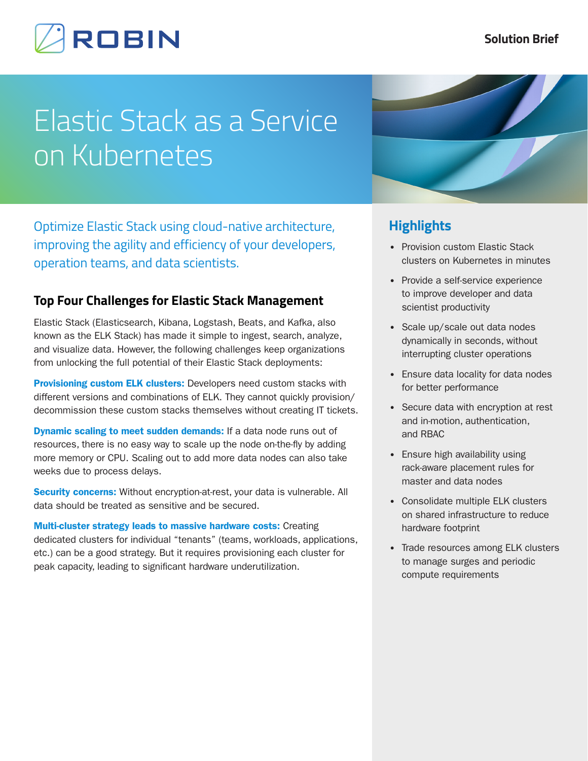ROBIN

Solution Brief

# Elastic Stack as a Service on Kubernetes

Optimize Elastic Stack using cloud-native architecture, improving the agility and efficiency of your developers, operation teams, and data scientists.

## Top Four Challenges for Elastic Stack Management

Elastic Stack (Elasticsearch, Kibana, Logstash, Beats, and Kafka, also known as the ELK Stack) has made it simple to ingest, search, analyze, and visualize data. However, the following challenges keep organizations from unlocking the full potential of their Elastic Stack deployments:

**Provisioning custom ELK clusters:** Developers need custom stacks with different versions and combinations of ELK. They cannot quickly provision/decommission these custom stacks themselves without creating IT tickets.

**Dynamic scaling to meet sudden demands:** If a data node runs out of resources, there is no easy way to scale up the node on-the-fly by adding more memory or CPU. Scaling out to add more data nodes can also take weeks due to process delays.

**Security concerns:** Without encryption-at-rest, your data is vulnerable. All data should be treated as sensitive and be secured.

**Multi-cluster strategy leads to massive hardware costs:** Creating dedicated clusters for individual "tenants" (teams, workloads, applications, etc.) can be a good strategy. But it requires provisioning each cluster for peak capacity, leading to significant hardware underutilization.

## Highlights

- Provision custom Elastic Stack clusters on Kubernetes in minutes
- Provide a self-service experience to improve developer and data scientist productivity
- Scale up/scale out data nodes dynamically in seconds, without interrupting cluster operations
- Ensure data locality for data nodes for better performance
- Secure data with encryption at rest and in-motion, authentication, and RBAC
- Ensure high availability using rack-aware placement rules for master and data nodes
- Consolidate multiple ELK clusters on shared infrastructure to reduce hardware footprint
- Trade resources among ELK clusters to manage surges and periodic compute requirements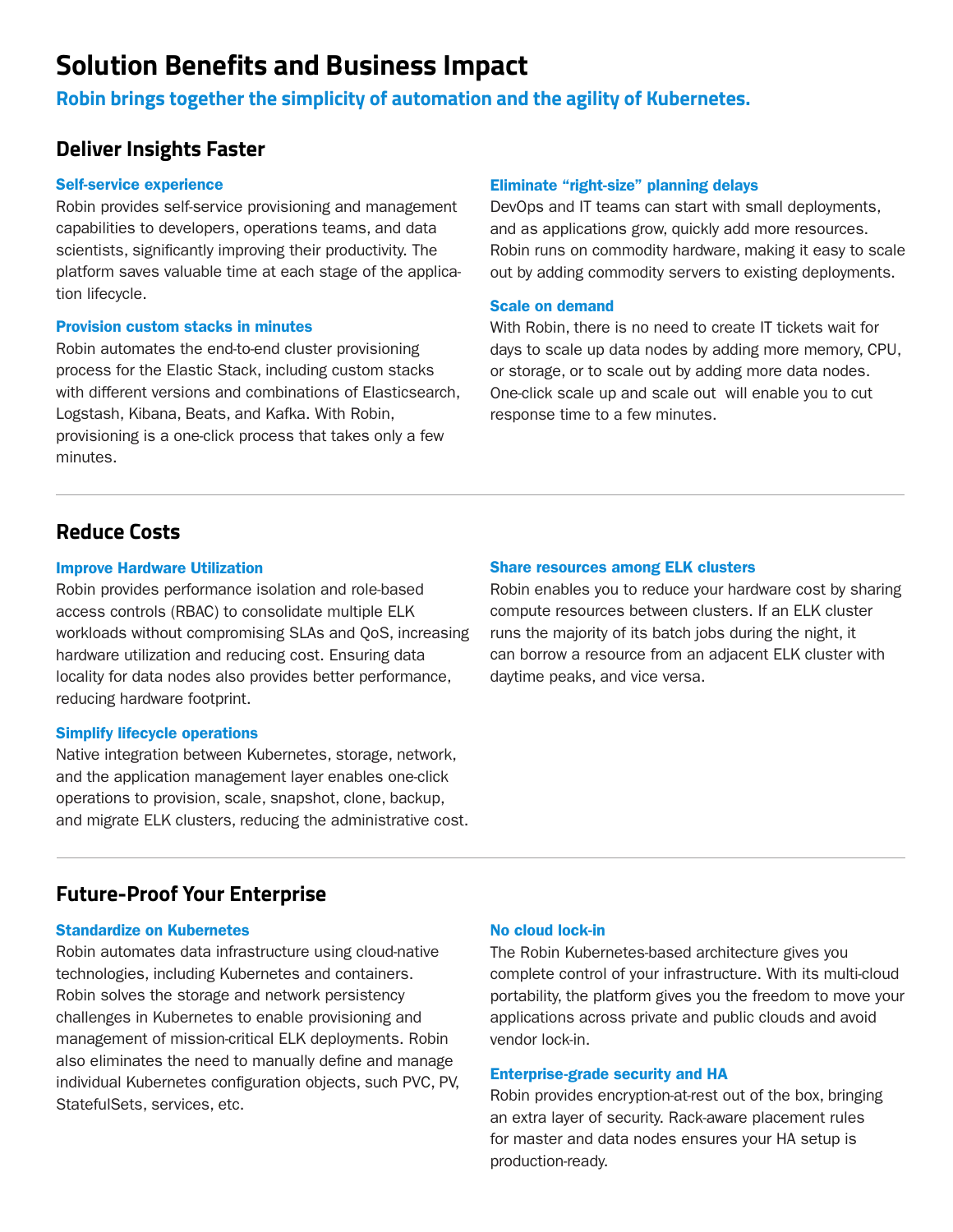# Solution Benefits and Business Impact

**Robin brings together the simplicity of automation and the agility of Kubernetes.**

## Deliver Insights Faster

### Self-service experience

Robin provides self-service provisioning and management capabilities to developers, operations teams, and data scientists, significantly improving their productivity. The platform saves valuable time at each stage of the application lifecycle.

### Provision custom stacks in minutes

Robin automates the end-to-end cluster provisioning process for the Elastic Stack, including custom stacks with different versions and combinations of Elasticsearch, Logstash, Kibana, Beats, and Kafka. With Robin, provisioning is a one-click process that takes only a few minutes.

### Eliminate "right-size" planning delays

DevOps and IT teams can start with small deployments, and as applications grow, quickly add more resources. Robin runs on commodity hardware, making it easy to scale out by adding commodity servers to existing deployments.

### Scale on demand

With Robin, there is no need to create IT tickets wait for days to scale up data nodes by adding more memory, CPU, or storage, or to scale out by adding more data nodes. One-click scale up and scale out will enable you to cut response time to a few minutes.

## Reduce Costs

### Improve Hardware Utilization

Robin provides performance isolation and role-based access controls (RBAC) to consolidate multiple ELK workloads without compromising SLAs and QoS, increasing hardware utilization and reducing cost. Ensuring data locality for data nodes also provides better performance, reducing hardware footprint.

### Simplify lifecycle operations

Native integration between Kubernetes, storage, network, and the application management layer enables one-click operations to provision, scale, snapshot, clone, backup, and migrate ELK clusters, reducing the administrative cost.

### Share resources among ELK clusters

Robin enables you to reduce your hardware cost by sharing compute resources between clusters. If an ELK cluster runs the majority of its batch jobs during the night, it can borrow a resource from an adjacent ELK cluster with daytime peaks, and vice versa.

## Future-Proof Your Enterprise

### Standardize on Kubernetes

Robin automates data infrastructure using cloud-native technologies, including Kubernetes and containers. Robin solves the storage and network persistency challenges in Kubernetes to enable provisioning and management of mission-critical ELK deployments. Robin also eliminates the need to manually define and manage individual Kubernetes configuration objects, such PVC, PV, StatefulSets, services, etc.

### No cloud lock-in

The Robin Kubernetes-based architecture gives you complete control of your infrastructure. With its multi-cloud portability, the platform gives you the freedom to move your applications across private and public clouds and avoid vendor lock-in.

### Enterprise-grade security and HA

Robin provides encryption-at-rest out of the box, bringing an extra layer of security. Rack-aware placement rules for master and data nodes ensures your HA setup is production-ready.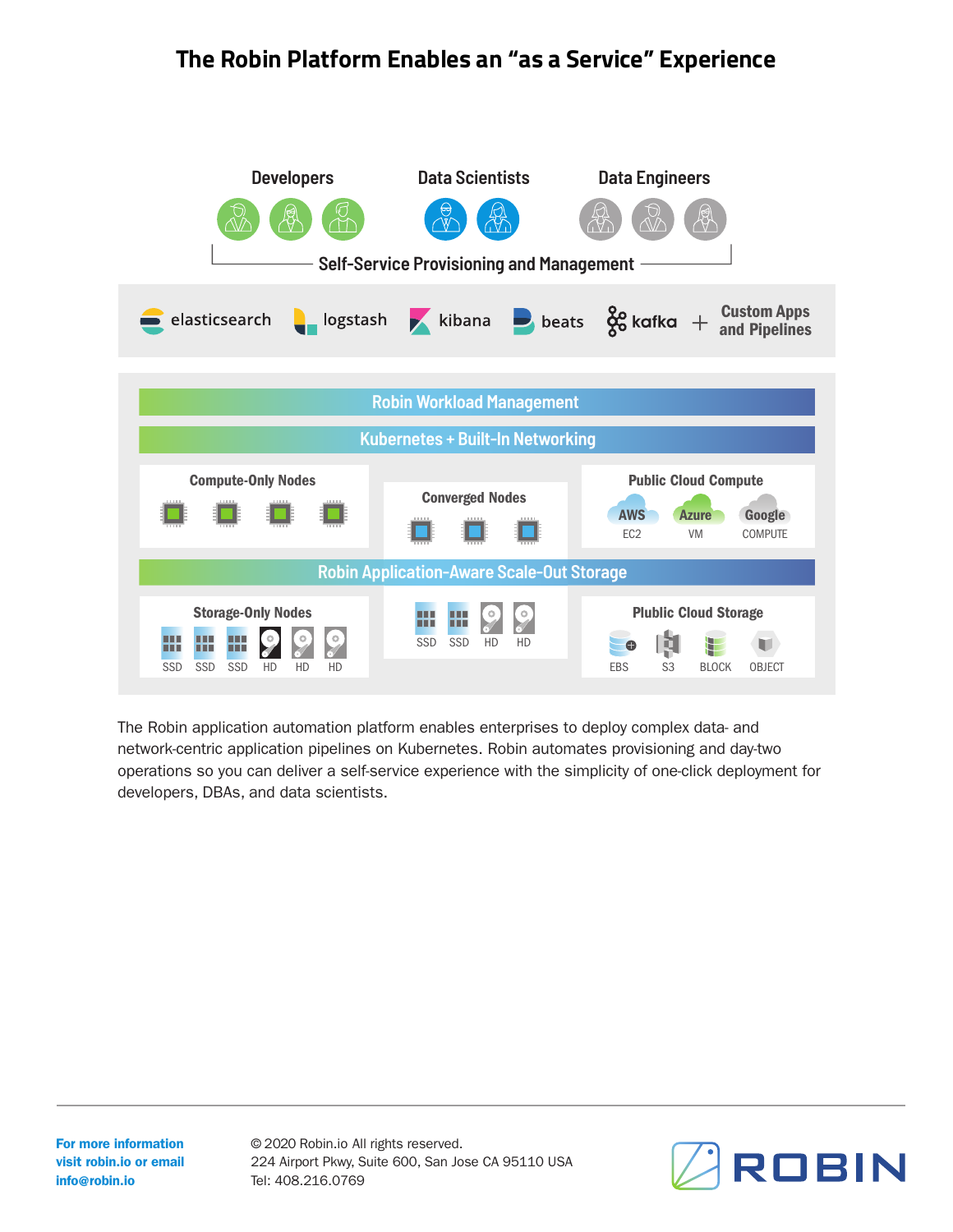# The Robin Platform Enables an "as a Service" Experience

Developers

Data Scientists

Data Engineers

Self-Service Provisioning and Management

elasticsearch

logstash

kibana

beats

kafka

+ Custom Apps and Pipelines

Robin Workload Management

Kubernetes + Built-In Networking

Compute-Only Nodes

Converged Nodes

Public Cloud Compute

AWS EC2

Azure VM

Google COMPUTE

Robin Application-Aware Scale-Out Storage

Storage-Only Nodes

SSD SSD SSD HD HD HD

SSD SSD HD HD

Plublic Cloud Storage

EBS S3 BLOCK OBJECT

The Robin application automation platform enables enterprises to deploy complex data- and network-centric application pipelines on Kubernetes. Robin automates provisioning and day-two operations so you can deliver a self-service experience with the simplicity of one-click deployment for developers, DBAs, and data scientists.

**For more information visit robin.io or email info@robin.io**

© 2020 Robin.io All rights reserved.
224 Airport Pkwy, Suite 600, San Jose CA 95110 USA
Tel: 408.216.0769

ROBIN